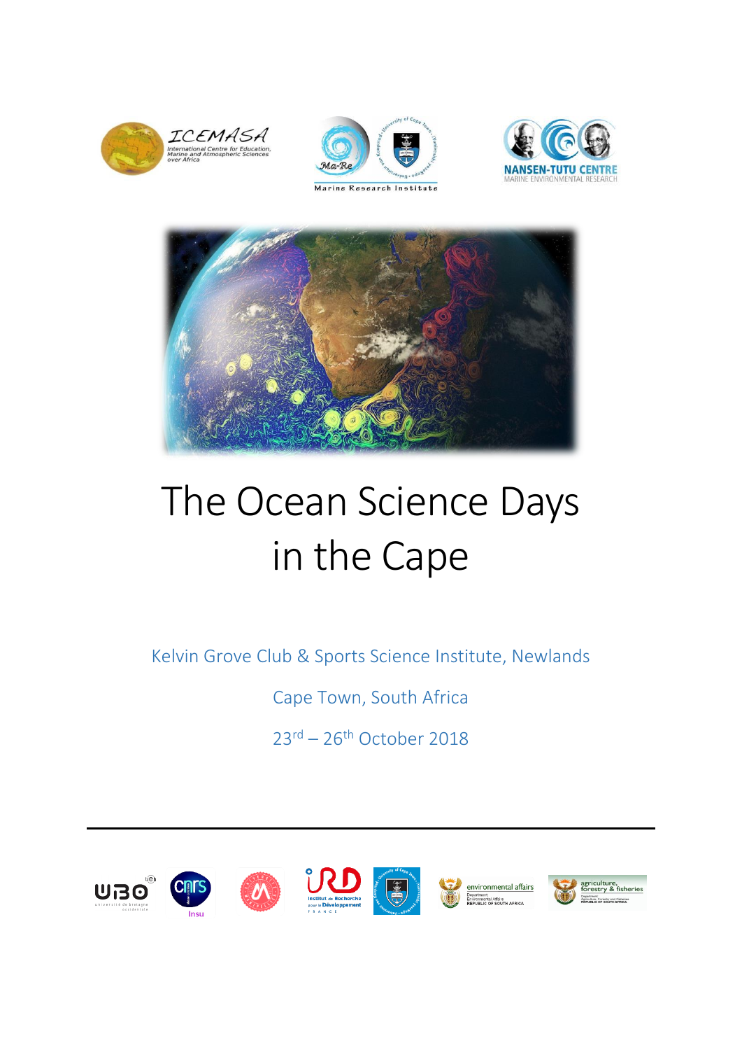# The Ocean Science Days in the Cape

Kelvin Grove Club & Sports Science Institute, Newlands

Cape Town, South Africa

23rd – 26th October 2018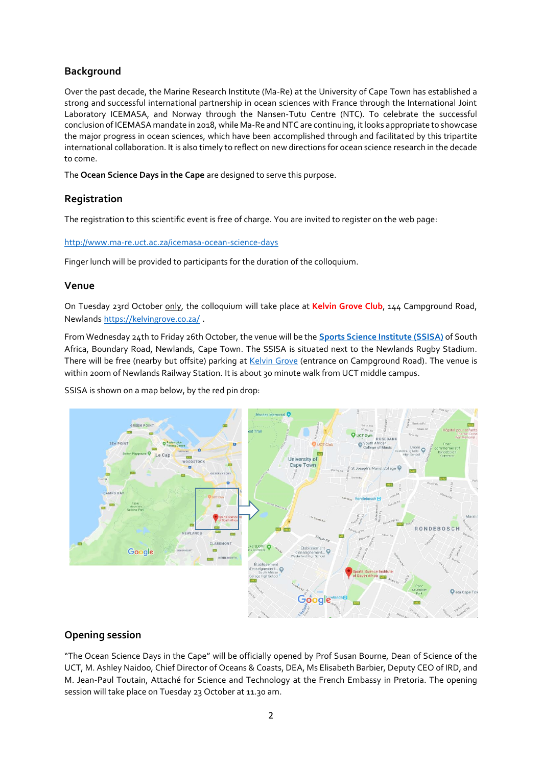## Background

Over the past decade, the Marine Research Institute (Ma-Re) at the University of Cape Town has established a strong and successful international partnership in ocean sciences with France through the International Joint Laboratory ICEMASA, and Norway through the Nansen-Tutu Centre (NTC). To celebrate the successful conclusion of ICEMASA mandate in 2018, while Ma-Re and NTC are continuing, it looks appropriate to showcase the major progress in ocean sciences, which have been accomplished through and facilitated by this tripartite international collaboration. It is also timely to reflect on new directions for ocean science research in the decade to come.

The **Ocean Science Days in the Cape** are designed to serve this purpose.

## Registration

The registration to this scientific event is free of charge. You are invited to register on the web page:

http://www.ma-re.uct.ac.za/icemasa-ocean-science-days

Finger lunch will be provided to participants for the duration of the colloquium.

## Venue

On Tuesday 23rd October only, the colloquium will take place at **Kelvin Grove Club**, 144 Campground Road, Newlands https://kelvingrove.co.za/ .

From Wednesday 24th to Friday 26th October, the venue will be the **Sports Science Institute (SSISA)** of South Africa, Boundary Road, Newlands, Cape Town. The SSISA is situated next to the Newlands Rugby Stadium. There will be free (nearby but offsite) parking at Kelvin Grove (entrance on Campground Road). The venue is within 200m of Newlands Railway Station. It is about 30 minute walk from UCT middle campus.

SSISA is shown on a map below, by the red pin drop:

## Opening session

"The Ocean Science Days in the Cape" will be officially opened by Prof Susan Bourne, Dean of Science of the UCT, M. Ashley Naidoo, Chief Director of Oceans & Coasts, DEA, Ms Elisabeth Barbier, Deputy CEO of IRD, and M. Jean-Paul Toutain, Attaché for Science and Technology at the French Embassy in Pretoria. The opening session will take place on Tuesday 23 October at 11.30 am.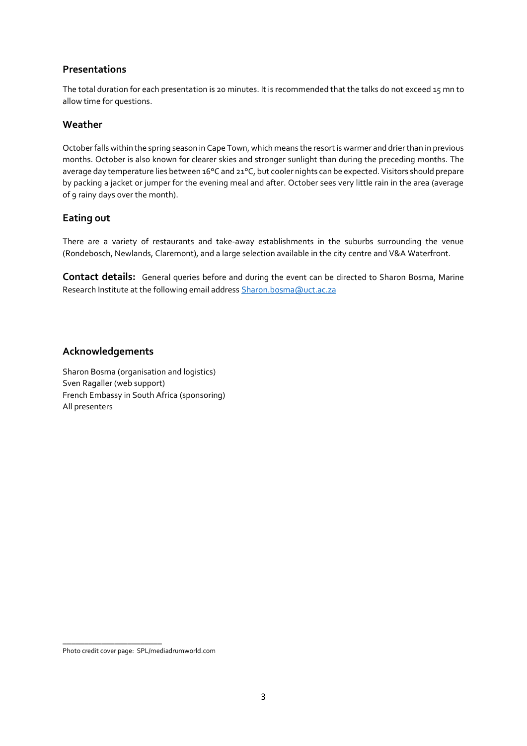## Presentations

The total duration for each presentation is 20 minutes. It is recommended that the talks do not exceed 15 mn to allow time for questions.

## Weather

October falls within the spring season in Cape Town, which means the resort is warmer and drier than in previous months. October is also known for clearer skies and stronger sunlight than during the preceding months. The average day temperature lies between 16°C and 21°C, but cooler nights can be expected. Visitors should prepare by packing a jacket or jumper for the evening meal and after. October sees very little rain in the area (average of 9 rainy days over the month).

## Eating out

There are a variety of restaurants and take-away establishments in the suburbs surrounding the venue (Rondebosch, Newlands, Claremont), and a large selection available in the city centre and V&A Waterfront.

**Contact details:** General queries before and during the event can be directed to Sharon Bosma, Marine Research Institute at the following email address Sharon.bosma@uct.ac.za

## Acknowledgements

Sharon Bosma (organisation and logistics)
Sven Ragaller (web support)
French Embassy in South Africa (sponsoring)
All presenters

---

Photo credit cover page: SPL/mediadrumworld.com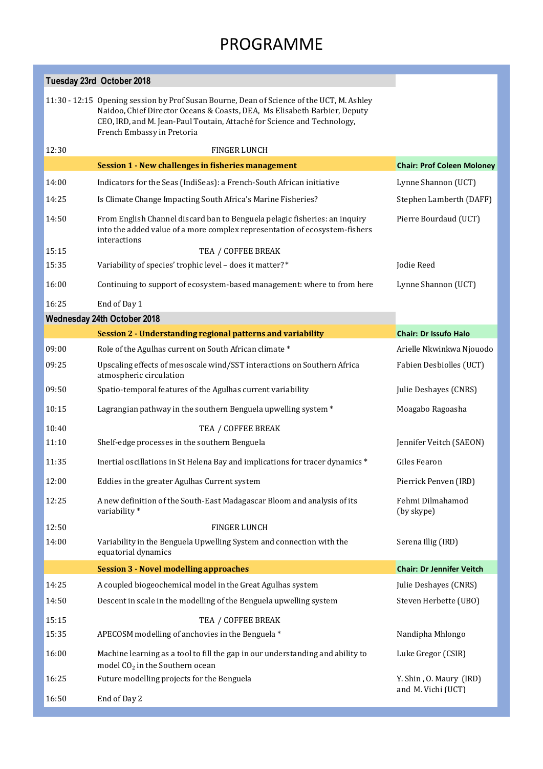# PROGRAMME

| Tuesday 23rd October 2018 | | |
|---|---|---|
| 11:30 - 12:15 | Opening session by Prof Susan Bourne, Dean of Science of the UCT, M. Ashley Naidoo, Chief Director Oceans & Coasts, DEA, Ms Elisabeth Barbier, Deputy CEO, IRD, and M. Jean-Paul Toutain, Attaché for Science and Technology, French Embassy in Pretoria | |
| 12:30 | FINGER LUNCH | |
| | **Session 1 - New challenges in fisheries management** | **Chair: Prof Coleen Moloney** |
| 14:00 | Indicators for the Seas (IndiSeas): a French-South African initiative | Lynne Shannon (UCT) |
| 14:25 | Is Climate Change Impacting South Africa's Marine Fisheries? | Stephen Lamberth (DAFF) |
| 14:50 | From English Channel discard ban to Benguela pelagic fisheries: an inquiry into the added value of a more complex representation of ecosystem-fishers interactions | Pierre Bourdaud (UCT) |
| 15:15 | TEA / COFFEE BREAK | |
| 15:35 | Variability of species' trophic level – does it matter? * | Jodie Reed |
| 16:00 | Continuing to support of ecosystem-based management: where to from here | Lynne Shannon (UCT) |
| 16:25 | End of Day 1 | |
| **Wednesday 24th October 2018** | | |
| | **Session 2 - Understanding regional patterns and variability** | **Chair: Dr Issufo Halo** |
| 09:00 | Role of the Agulhas current on South African climate * | Arielle Nkwinkwa Njouodo |
| 09:25 | Upscaling effects of mesoscale wind/SST interactions on Southern Africa atmospheric circulation | Fabien Desbiolles (UCT) |
| 09:50 | Spatio-temporal features of the Agulhas current variability | Julie Deshayes (CNRS) |
| 10:15 | Lagrangian pathway in the southern Benguela upwelling system * | Moagabo Ragoasha |
| 10:40 | TEA / COFFEE BREAK | |
| 11:10 | Shelf-edge processes in the southern Benguela | Jennifer Veitch (SAEON) |
| 11:35 | Inertial oscillations in St Helena Bay and implications for tracer dynamics * | Giles Fearon |
| 12:00 | Eddies in the greater Agulhas Current system | Pierrick Penven (IRD) |
| 12:25 | A new definition of the South-East Madagascar Bloom and analysis of its variability * | Fehmi Dilmahamod (by skype) |
| 12:50 | FINGER LUNCH | |
| 14:00 | Variability in the Benguela Upwelling System and connection with the equatorial dynamics | Serena Illig (IRD) |
| | **Session 3 - Novel modelling approaches** | **Chair: Dr Jennifer Veitch** |
| 14:25 | A coupled biogeochemical model in the Great Agulhas system | Julie Deshayes (CNRS) |
| 14:50 | Descent in scale in the modelling of the Benguela upwelling system | Steven Herbette (UBO) |
| 15:15 | TEA / COFFEE BREAK | |
| 15:35 | APECOSM modelling of anchovies in the Benguela * | Nandipha Mhlongo |
| 16:00 | Machine learning as a tool to fill the gap in our understanding and ability to model $CO_2$ in the Southern ocean | Luke Gregor (CSIR) |
| 16:25 | Future modelling projects for the Benguela | Y. Shin , O. Maury (IRD) and M. Vichi (UCT) |
| 16:50 | End of Day 2 | |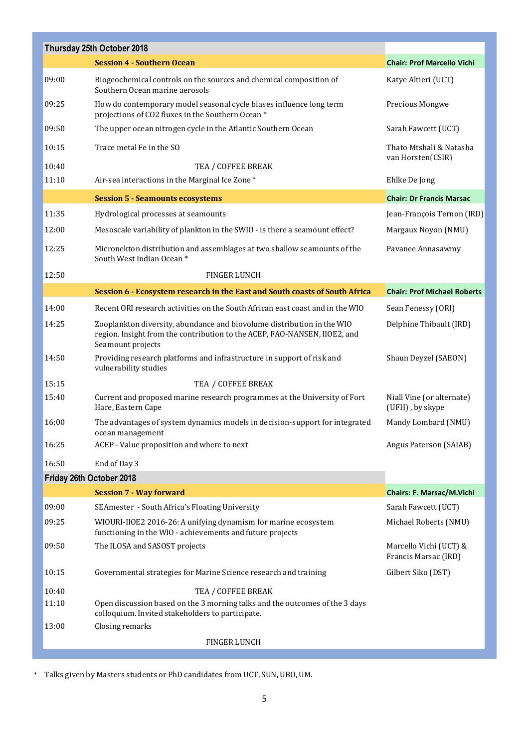| | | |
|---|---|---|
| **Thursday 25th October 2018** | | |
| | **Session 4 - Southern Ocean** | **Chair: Prof Marcello Vichi** |
| 09:00 | Biogeochemical controls on the sources and chemical composition of Southern Ocean marine aerosols | Katye Altieri (UCT) |
| 09:25 | How do contemporary model seasonal cycle biases influence long term projections of CO2 fluxes in the Southern Ocean * | Precious Mongwe |
| 09:50 | The upper ocean nitrogen cycle in the Atlantic Southern Ocean | Sarah Fawcett (UCT) |
| 10:15 | Trace metal Fe in the SO | Thato Mtshali & Natasha van Horsten(CSIR) |
| 10:40 | TEA / COFFEE BREAK | |
| 11:10 | Air-sea interactions in the Marginal Ice Zone * | Ehlke De Jong |
| | **Session 5 - Seamounts ecosystems** | **Chair: Dr Francis Marsac** |
| 11:35 | Hydrological processes at seamounts | Jean-François Ternon (IRD) |
| 12:00 | Mesoscale variability of plankton in the SWIO - is there a seamount effect? | Margaux Noyon (NMU) |
| 12:25 | Micronekton distribution and assemblages at two shallow seamounts of the South West Indian Ocean * | Pavanee Annasawmy |
| 12:50 | FINGER LUNCH | |
| | **Session 6 - Ecosystem research in the East and South coasts of South Africa** | **Chair: Prof Michael Roberts** |
| 14:00 | Recent ORI research activities on the South African east coast and in the WIO | Sean Fenessy (ORI) |
| 14:25 | Zooplankton diversity, abundance and biovolume distribution in the WIO region. Insight from the contribution to the ACEP, FAO-NANSEN, IIOE2, and Seamount projects | Delphine Thibault (IRD) |
| 14:50 | Providing research platforms and infrastructure in support of risk and vulnerability studies | Shaun Deyzel (SAEON) |
| 15:15 | TEA / COFFEE BREAK | |
| 15:40 | Current and proposed marine research programmes at the University of Fort Hare, Eastern Cape | Niall Vine (or alternate) (UFH) , by skype |
| 16:00 | The advantages of system dynamics models in decision-support for integrated ocean management | Mandy Lombard (NMU) |
| 16:25 | ACEP - Value proposition and where to next | Angus Paterson (SAIAB) |
| 16:50 | End of Day 3 | |
| **Friday 26th October 2018** | | |
| | **Session 7 - Way forward** | **Chairs: F. Marsac/M.Vichi** |
| 09:00 | SEAmester - South Africa's Floating University | Sarah Fawcett (UCT) |
| 09:25 | WIOURI-IIOE2 2016-26: A unifying dynamism for marine ecosystem functioning in the WIO - achievements and future projects | Michael Roberts (NMU) |
| 09:50 | The ILOSA and SASOST projects | Marcello Vichi (UCT) & Francis Marsac (IRD) |
| 10:15 | Governmental strategies for Marine Science research and training | Gilbert Siko (DST) |
| 10:40 | TEA / COFFEE BREAK | |
| 11:10 | Open discussion based on the 3 morning talks and the outcomes of the 3 days colloquium. Invited stakeholders to participate. | |
| 13:00 | Closing remarks | |
| | FINGER LUNCH | |

* Talks given by Masters students or PhD candidates from UCT, SUN, UBO, UM.